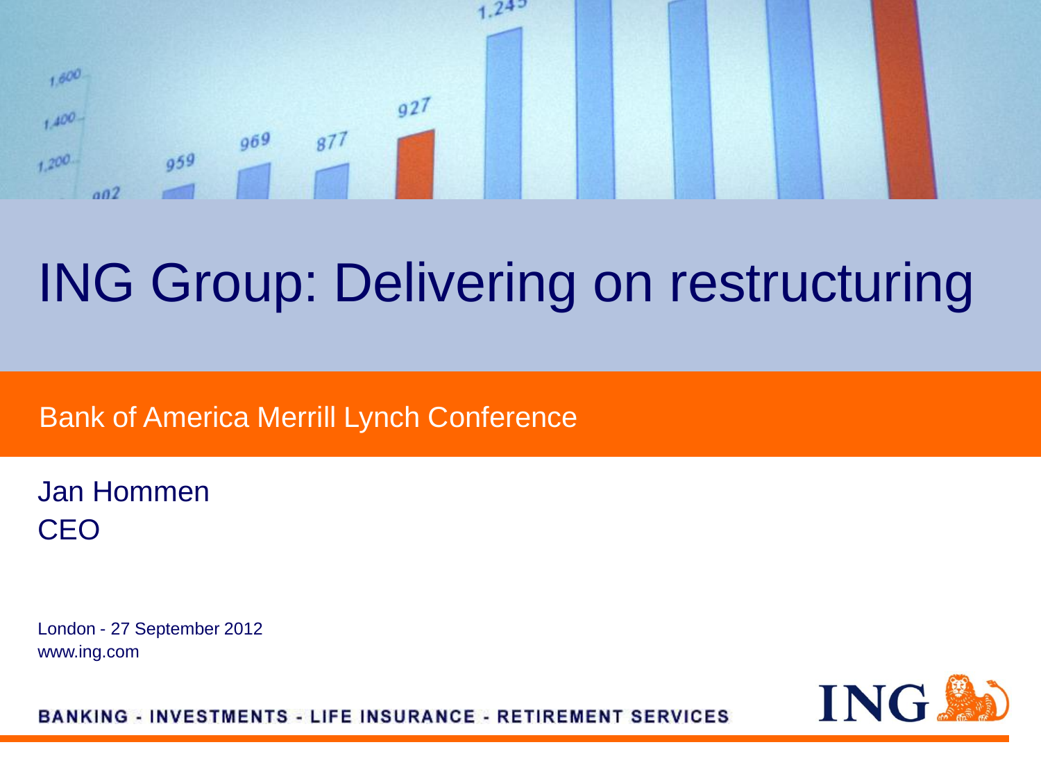# ING Group: Delivering on restructuring

Bank of America Merrill Lynch Conference

Jan Hommen
CEO

London - 27 September 2012
www.ing.com

BANKING - INVESTMENTS - LIFE INSURANCE - RETIREMENT SERVICES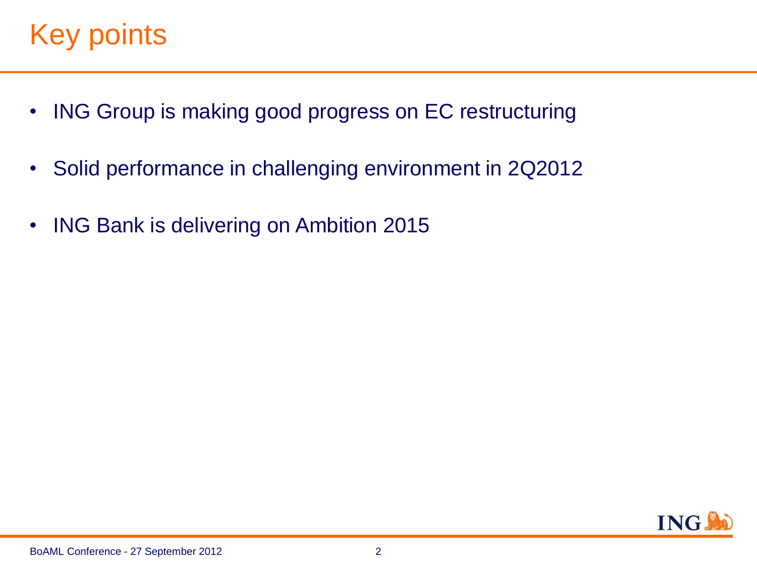# Key points

- ING Group is making good progress on EC restructuring
- Solid performance in challenging environment in 2Q2012
- ING Bank is delivering on Ambition 2015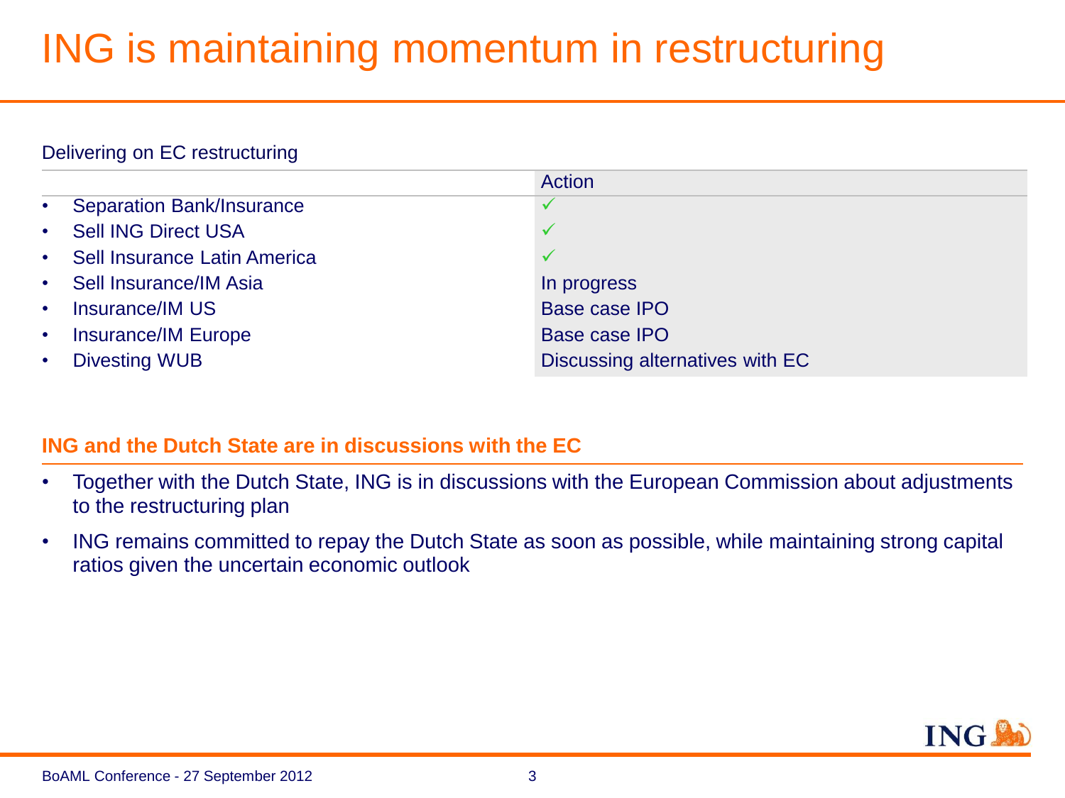# ING is maintaining momentum in restructuring

Delivering on EC restructuring

| | Action |
|---|---|
| • Separation Bank/Insurance | ✓ |
| • Sell ING Direct USA | ✓ |
| • Sell Insurance Latin America | ✓ |
| • Sell Insurance/IM Asia | In progress |
| • Insurance/IM US | Base case IPO |
| • Insurance/IM Europe | Base case IPO |
| • Divesting WUB | Discussing alternatives with EC |

**ING and the Dutch State are in discussions with the EC**

- Together with the Dutch State, ING is in discussions with the European Commission about adjustments to the restructuring plan
- ING remains committed to repay the Dutch State as soon as possible, while maintaining strong capital ratios given the uncertain economic outlook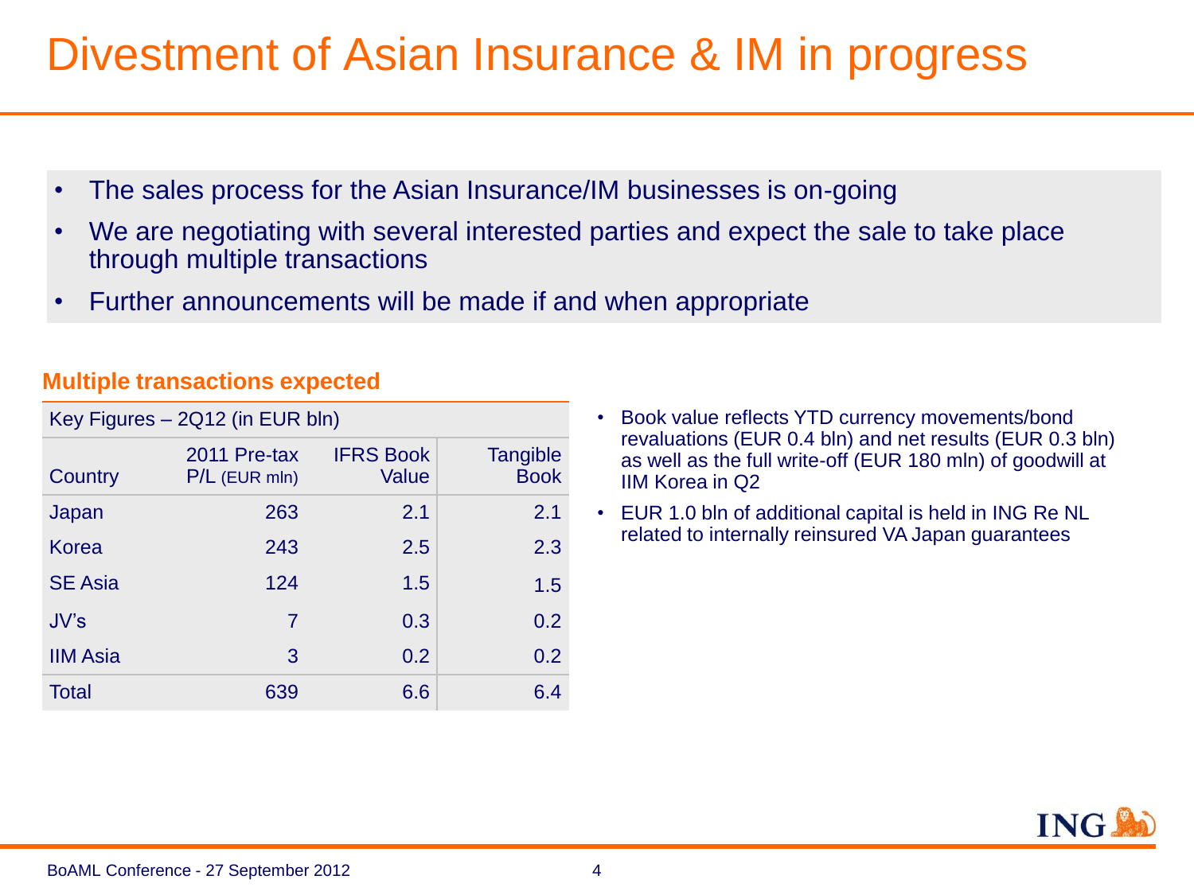# Divestment of Asian Insurance & IM in progress

- The sales process for the Asian Insurance/IM businesses is on-going
- We are negotiating with several interested parties and expect the sale to take place through multiple transactions
- Further announcements will be made if and when appropriate

**Multiple transactions expected**

| Key Figures – 2Q12 (in EUR bln) | | | |
|---|---|---|---|
| Country | 2011 Pre-tax P/L (EUR mln) | IFRS Book Value | Tangible Book |
| Japan | 263 | 2.1 | 2.1 |
| Korea | 243 | 2.5 | 2.3 |
| SE Asia | 124 | 1.5 | 1.5 |
| JV's | 7 | 0.3 | 0.2 |
| IIM Asia | 3 | 0.2 | 0.2 |
| Total | 639 | 6.6 | 6.4 |

- Book value reflects YTD currency movements/bond revaluations (EUR 0.4 bln) and net results (EUR 0.3 bln) as well as the full write-off (EUR 180 mln) of goodwill at IIM Korea in Q2
- EUR 1.0 bln of additional capital is held in ING Re NL related to internally reinsured VA Japan guarantees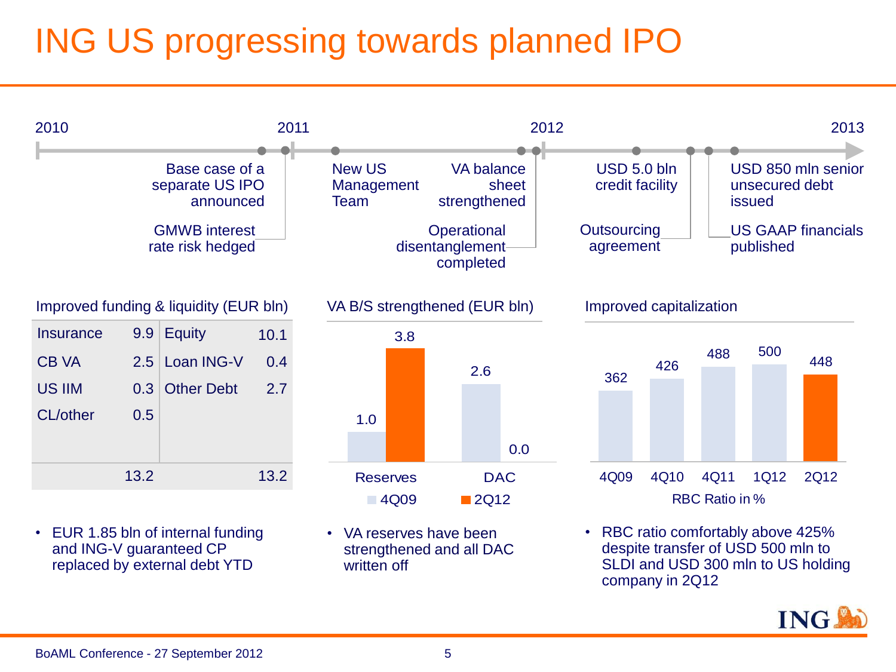# ING US progressing towards planned IPO

**2010 – 2011**
- Base case of a separate US IPO announced
- GMWB interest rate risk hedged

**2011 – 2012**
- New US Management Team
- VA balance sheet strengthened
- Operational disentanglement completed

**2012 – 2013**
- USD 5.0 bln credit facility
- Outsourcing agreement
- USD 850 mln senior unsecured debt issued
- US GAAP financials published

## Improved funding & liquidity (EUR bln)

| | | | |
|---|---|---|---|
| Insurance | 9.9 | Equity | 10.1 |
| CB VA | 2.5 | Loan ING-V | 0.4 |
| US IIM | 0.3 | Other Debt | 2.7 |
| CL/other | 0.5 | | |
| | 13.2 | | 13.2 |

- EUR 1.85 bln of internal funding and ING-V guaranteed CP replaced by external debt YTD

## VA B/S strengthened (EUR bln)

| | 4Q09 | 2Q12 |
|---|---|---|
| Reserves | 1.0 | 3.8 |
| DAC | 2.6 | 0.0 |

- VA reserves have been strengthened and all DAC written off

## Improved capitalization

RBC Ratio in %

| 4Q09 | 4Q10 | 4Q11 | 1Q12 | 2Q12 |
|---|---|---|---|---|
| 362 | 426 | 488 | 500 | 448 |

- RBC ratio comfortably above 425% despite transfer of USD 500 mln to SLDI and USD 300 mln to US holding company in 2Q12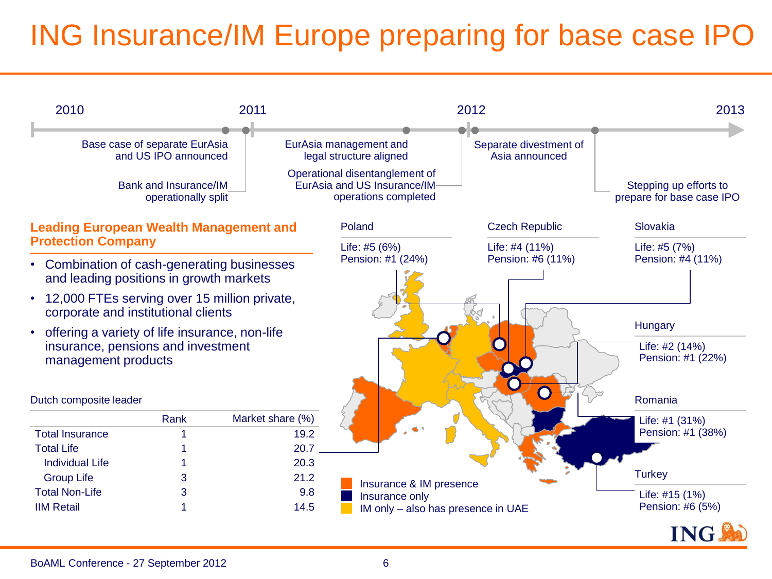# ING Insurance/IM Europe preparing for base case IPO

**2010**
- Base case of separate EurAsia and US IPO announced
- Bank and Insurance/IM operationally split

**2011**
- EurAsia management and legal structure aligned
- Operational disentanglement of EurAsia and US Insurance/IM operations completed

**2012**
- Separate divestment of Asia announced
- Stepping up efforts to prepare for base case IPO

**2013**

## Leading European Wealth Management and Protection Company

- Combination of cash-generating businesses and leading positions in growth markets
- 12,000 FTEs serving over 15 million private, corporate and institutional clients
- offering a variety of life insurance, non-life insurance, pensions and investment management products

Dutch composite leader

| | Rank | Market share (%) |
|---|---|---|
| Total Insurance | 1 | 19.2 |
| Total Life | 1 | 20.7 |
| Individual Life | 1 | 20.3 |
| Group Life | 3 | 21.2 |
| Total Non-Life | 3 | 9.8 |
| IIM Retail | 1 | 14.5 |

**Poland**
Life: #5 (6%)
Pension: #1 (24%)

**Czech Republic**
Life: #4 (11%)
Pension: #6 (11%)

**Slovakia**
Life: #5 (7%)
Pension: #4 (11%)

**Hungary**
Life: #2 (14%)
Pension: #1 (22%)

**Romania**
Life: #1 (31%)
Pension: #1 (38%)

**Turkey**
Life: #15 (1%)
Pension: #6 (5%)

- Insurance & IM presence
- Insurance only
- IM only – also has presence in UAE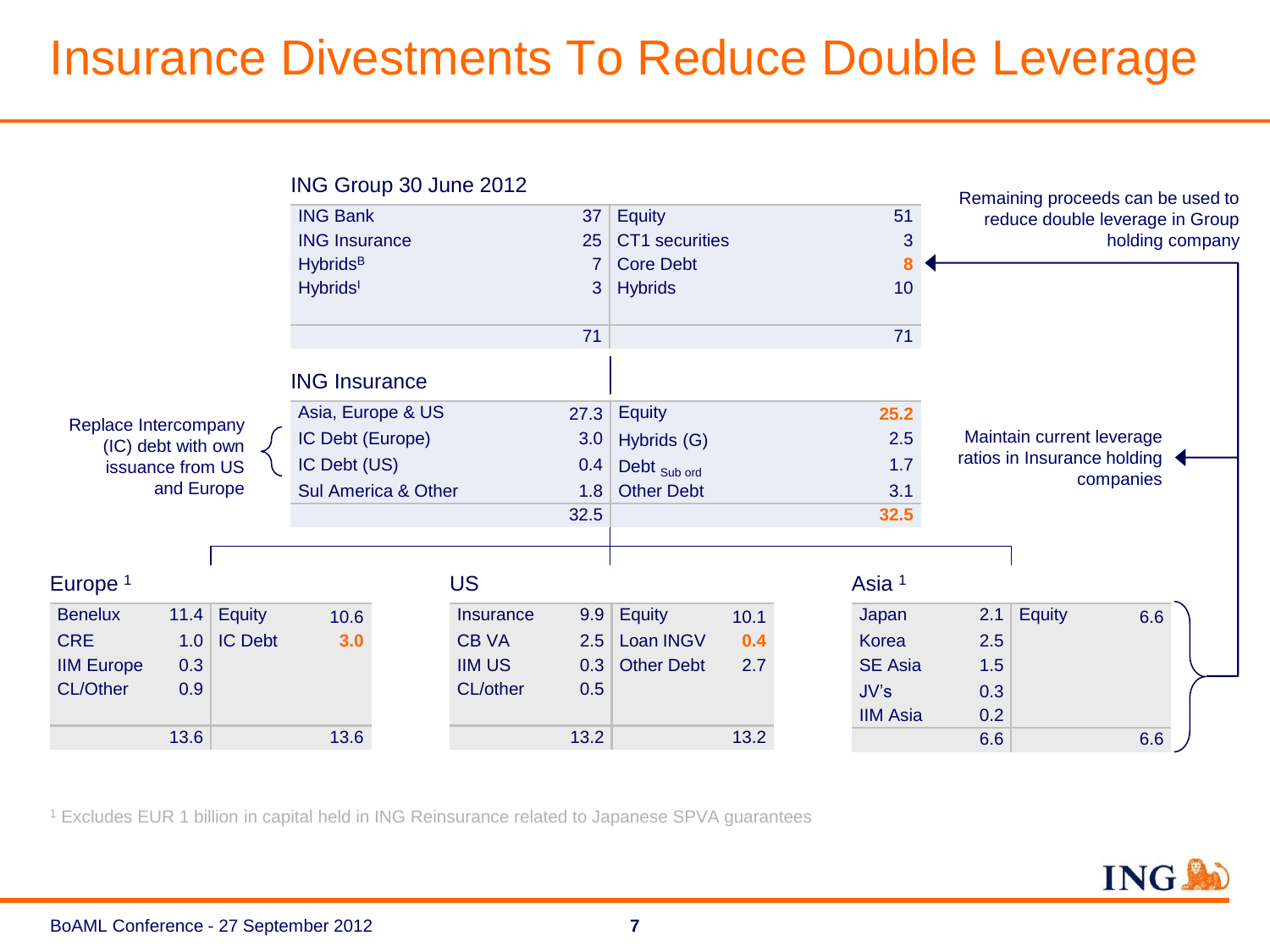# Insurance Divestments To Reduce Double Leverage

### ING Group 30 June 2012

| | | | |
|---|---|---|---|
| ING Bank | 37 | Equity | 51 |
| ING Insurance | 25 | CT1 securities | 3 |
| Hybrids[B] | 7 | Core Debt | **8** |
| Hybrids[I] | 3 | Hybrids | 10 |
| | 71 | | 71 |

Remaining proceeds can be used to reduce double leverage in Group holding company

### ING Insurance

| | | | |
|---|---|---|---|
| Asia, Europe & US | 27.3 | Equity | **25.2** |
| IC Debt (Europe) | 3.0 | Hybrids (G) | 2.5 |
| IC Debt (US) | 0.4 | Debt $_{\text{Sub ord}}$ | 1.7 |
| Sul America & Other | 1.8 | Other Debt | 3.1 |
| | 32.5 | | **32.5** |

Replace Intercompany (IC) debt with own issuance from US and Europe

Maintain current leverage ratios in Insurance holding companies

### Europe [1]

| | | | |
|---|---|---|---|
| Benelux | 11.4 | Equity | 10.6 |
| CRE | 1.0 | IC Debt | **3.0** |
| IIM Europe | 0.3 | | |
| CL/Other | 0.9 | | |
| | 13.6 | | 13.6 |

### US

| | | | |
|---|---|---|---|
| Insurance | 9.9 | Equity | 10.1 |
| CB VA | 2.5 | Loan INGV | **0.4** |
| IIM US | 0.3 | Other Debt | 2.7 |
| CL/other | 0.5 | | |
| | 13.2 | | 13.2 |

### Asia [1]

| | | | |
|---|---|---|---|
| Japan | 2.1 | Equity | 6.6 |
| Korea | 2.5 | | |
| SE Asia | 1.5 | | |
| JV's | 0.3 | | |
| IIM Asia | 0.2 | | |
| | 6.6 | | 6.6 |

[1] Excludes EUR 1 billion in capital held in ING Reinsurance related to Japanese SPVA guarantees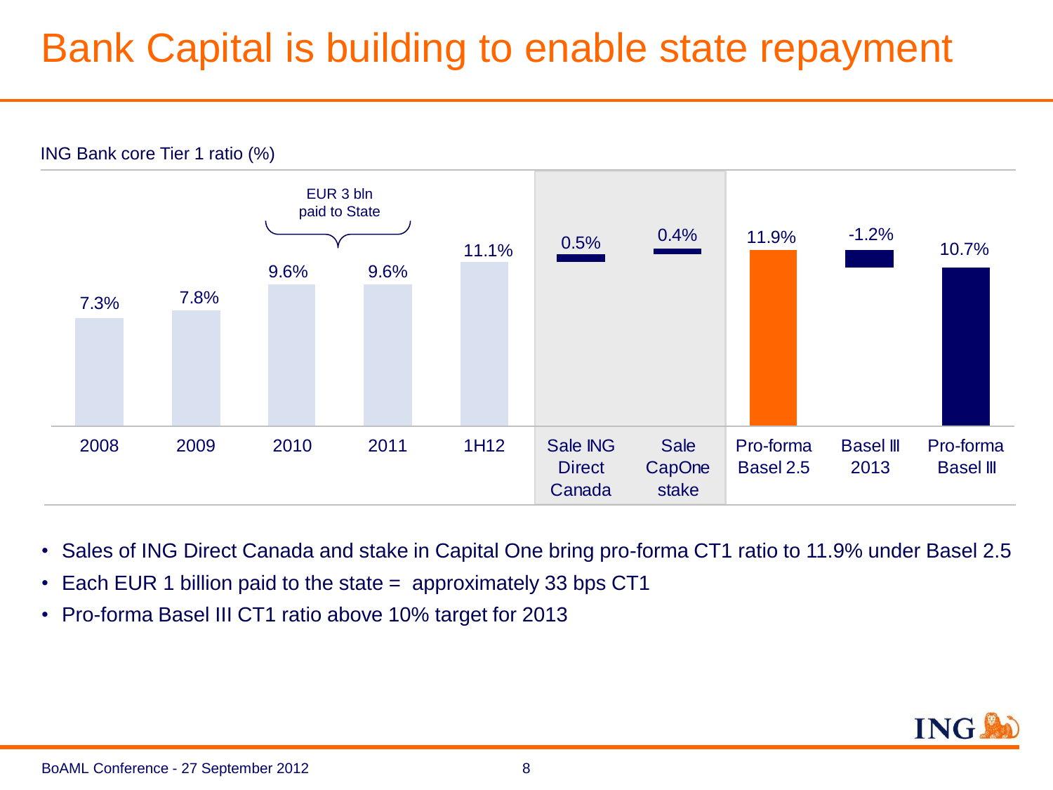# Bank Capital is building to enable state repayment

ING Bank core Tier 1 ratio (%)

| 2008 | 2009 | 2010 | 2011 | 1H12 | Sale ING Direct Canada | Sale CapOne stake | Pro-forma Basel 2.5 | Basel III 2013 | Pro-forma Basel III |
|---|---|---|---|---|---|---|---|---|---|
| 7.3% | 7.8% | 9.6% | 9.6% | 11.1% | 0.5% | 0.4% | 11.9% | -1.2% | 10.7% |

EUR 3 bln paid to State (2010–2011)

- Sales of ING Direct Canada and stake in Capital One bring pro-forma CT1 ratio to 11.9% under Basel 2.5
- Each EUR 1 billion paid to the state = approximately 33 bps CT1
- Pro-forma Basel III CT1 ratio above 10% target for 2013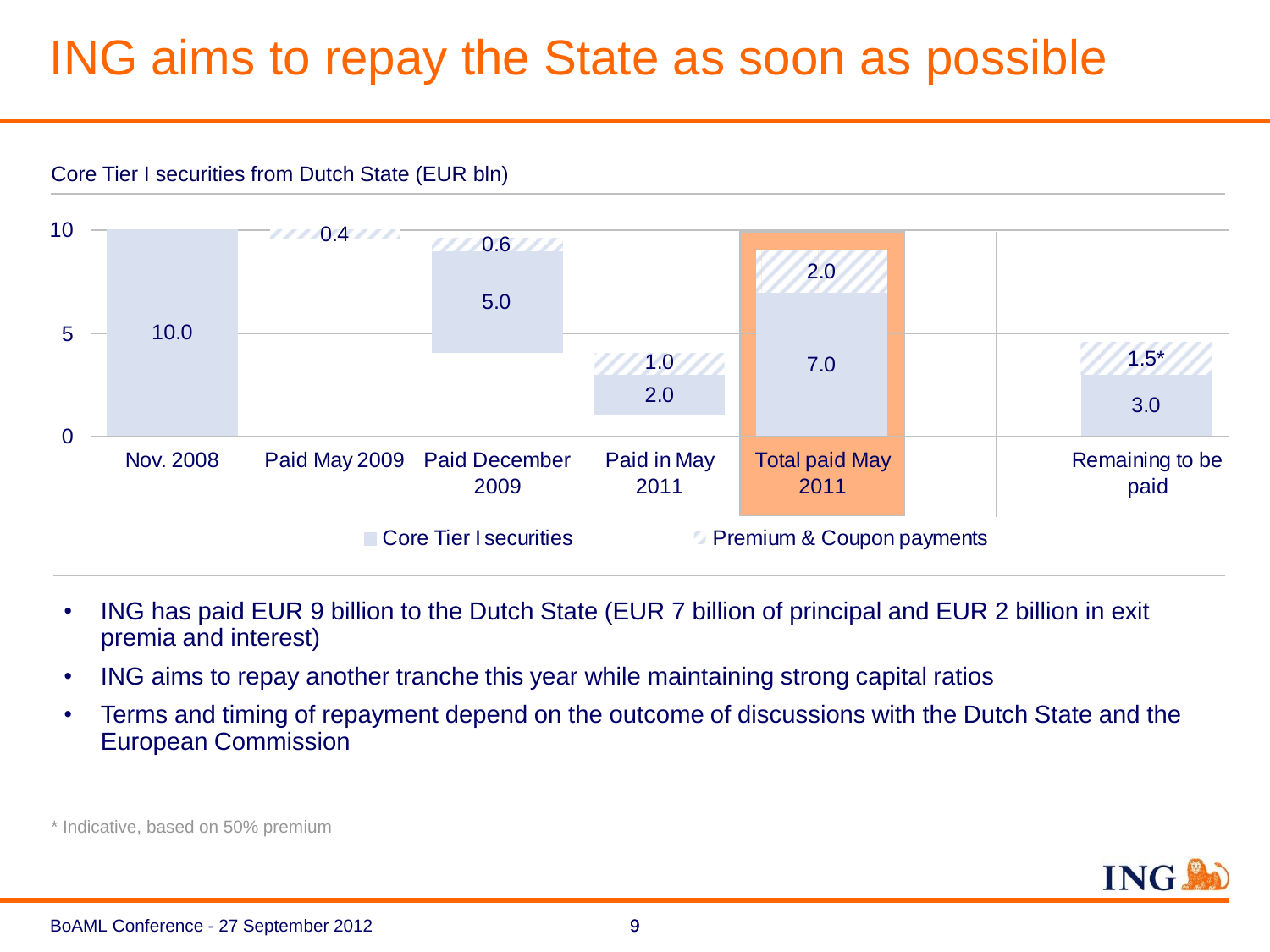# ING aims to repay the State as soon as possible

Core Tier I securities from Dutch State (EUR bln)

| | Nov. 2008 | Paid May 2009 | Paid December 2009 | Paid in May 2011 | Total paid May 2011 | Remaining to be paid |
|---|---|---|---|---|---|---|
| Core Tier I securities | 10.0 | | 5.0 | 2.0 | 7.0 | 3.0 |
| Premium & Coupon payments | | 0.4 | 0.6 | 1.0 | 2.0 | 1.5* |

- ING has paid EUR 9 billion to the Dutch State (EUR 7 billion of principal and EUR 2 billion in exit premia and interest)
- ING aims to repay another tranche this year while maintaining strong capital ratios
- Terms and timing of repayment depend on the outcome of discussions with the Dutch State and the European Commission

\* Indicative, based on 50% premium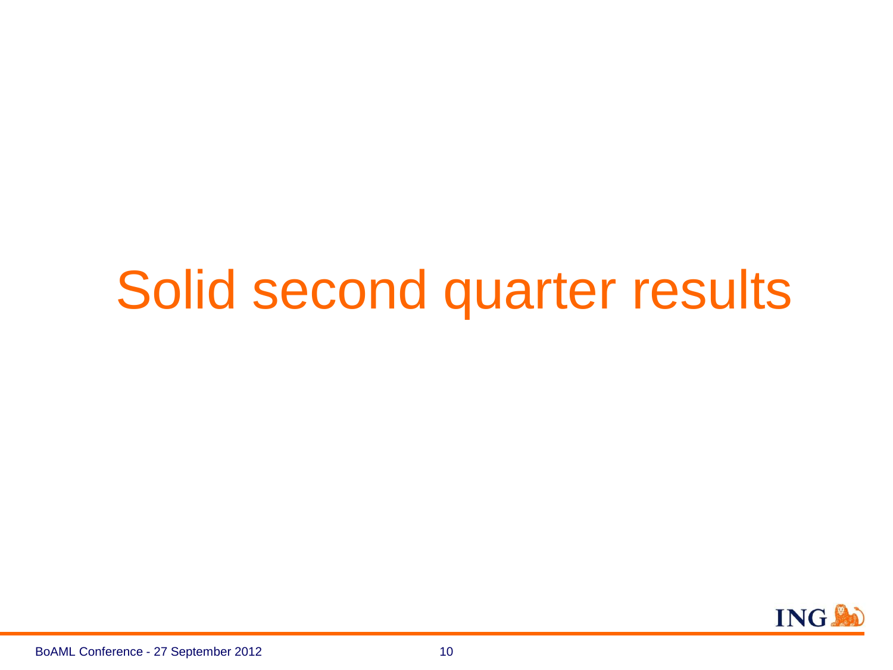# Solid second quarter results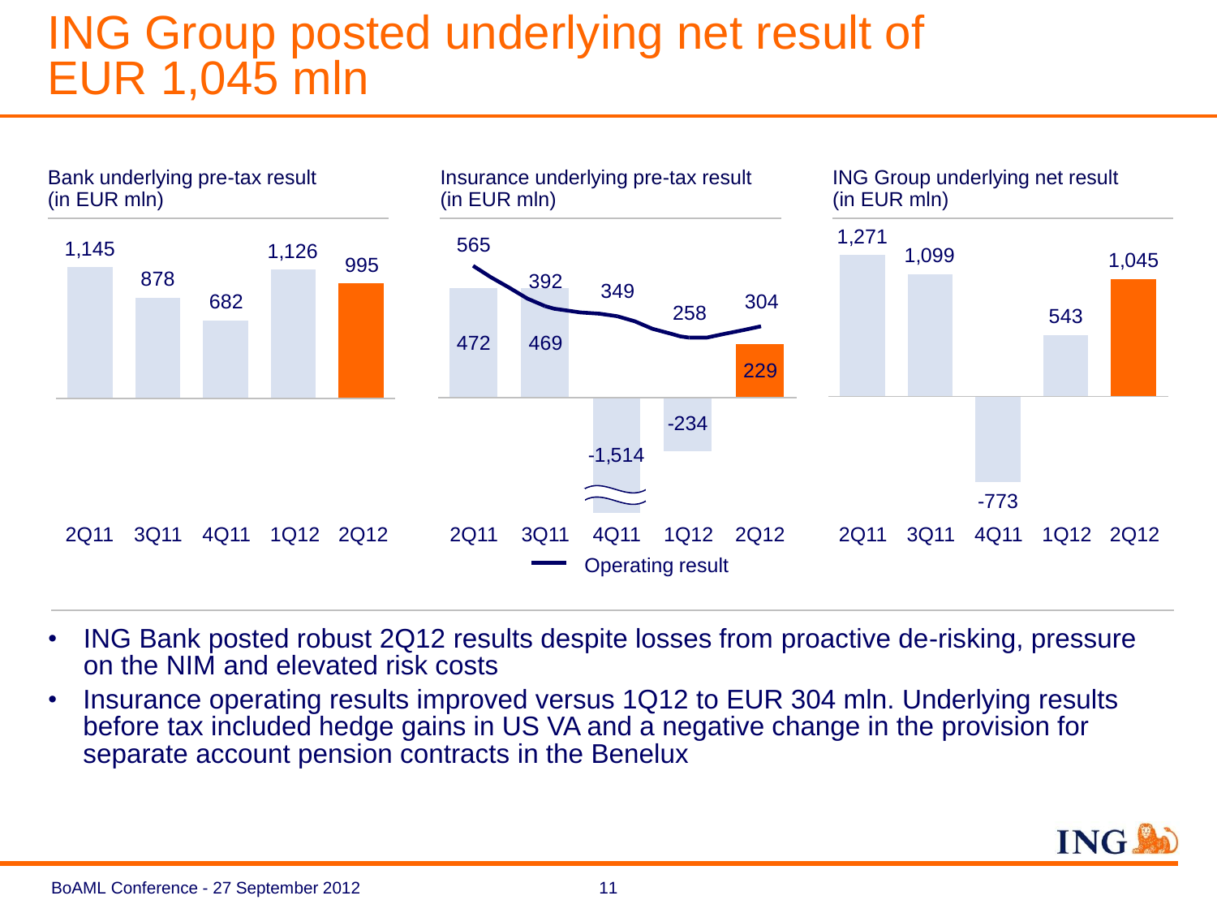# ING Group posted underlying net result of EUR 1,045 mln

**Bank underlying pre-tax result (in EUR mln)**

| 2Q11 | 3Q11 | 4Q11 | 1Q12 | 2Q12 |
|---|---|---|---|---|
| 1,145 | 878 | 682 | 1,126 | 995 |

**Insurance underlying pre-tax result (in EUR mln)**

| | 2Q11 | 3Q11 | 4Q11 | 1Q12 | 2Q12 |
|---|---|---|---|---|---|
| Underlying pre-tax result | 472 | 469 | -1,514 | -234 | 229 |
| Operating result | 565 | 392 | 349 | 258 | 304 |

**ING Group underlying net result (in EUR mln)**

| 2Q11 | 3Q11 | 4Q11 | 1Q12 | 2Q12 |
|---|---|---|---|---|
| 1,271 | 1,099 | -773 | 543 | 1,045 |

- ING Bank posted robust 2Q12 results despite losses from proactive de-risking, pressure on the NIM and elevated risk costs
- Insurance operating results improved versus 1Q12 to EUR 304 mln. Underlying results before tax included hedge gains in US VA and a negative change in the provision for separate account pension contracts in the Benelux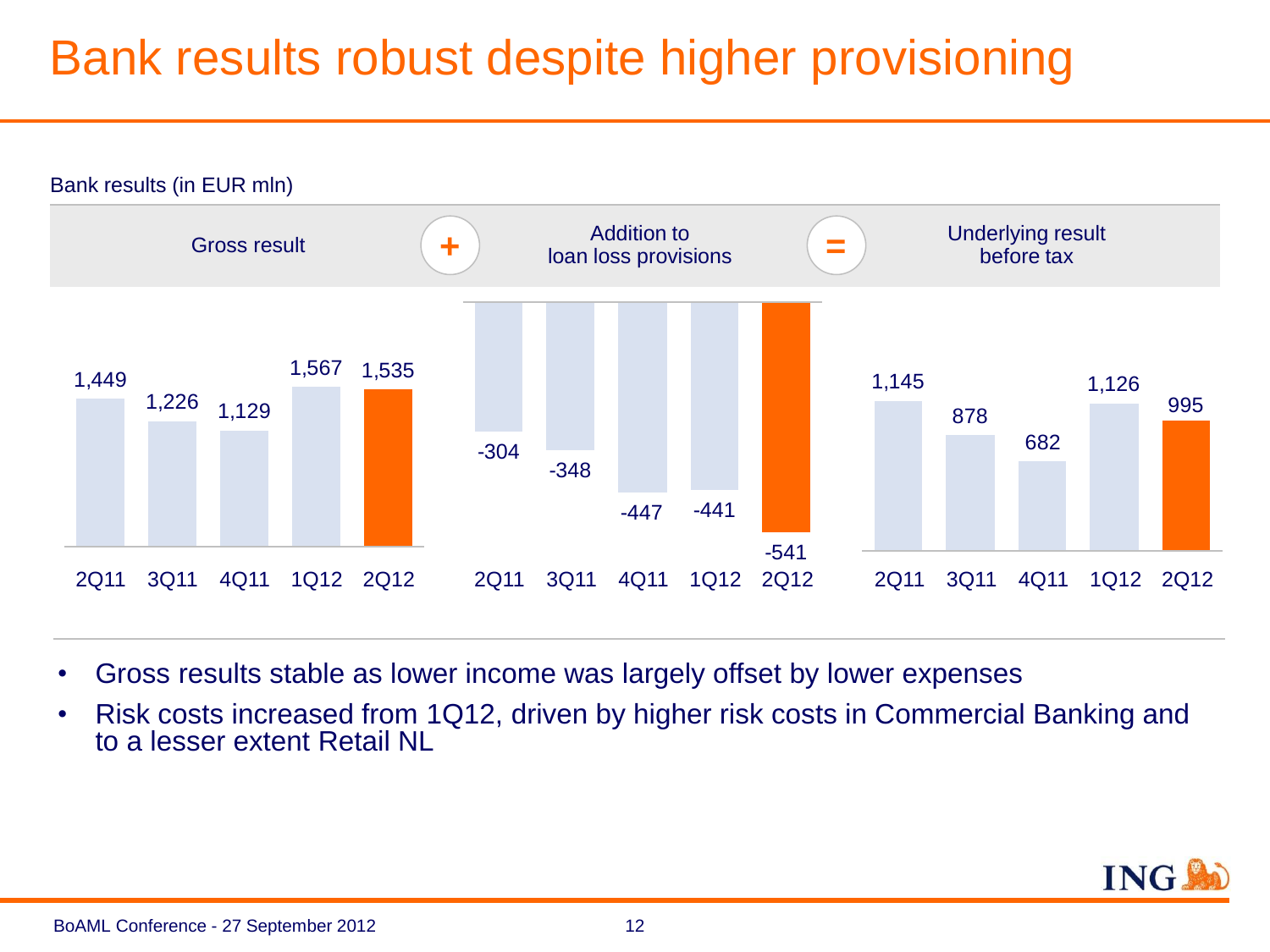# Bank results robust despite higher provisioning

Bank results (in EUR mln)

| | 2Q11 | 3Q11 | 4Q11 | 1Q12 | 2Q12 |
|---|---|---|---|---|---|
| Gross result | 1,449 | 1,226 | 1,129 | 1,567 | 1,535 |
| + Addition to loan loss provisions | -304 | -348 | -447 | -441 | -541 |
| = Underlying result before tax | 1,145 | 878 | 682 | 1,126 | 995 |

- Gross results stable as lower income was largely offset by lower expenses
- Risk costs increased from 1Q12, driven by higher risk costs in Commercial Banking and to a lesser extent Retail NL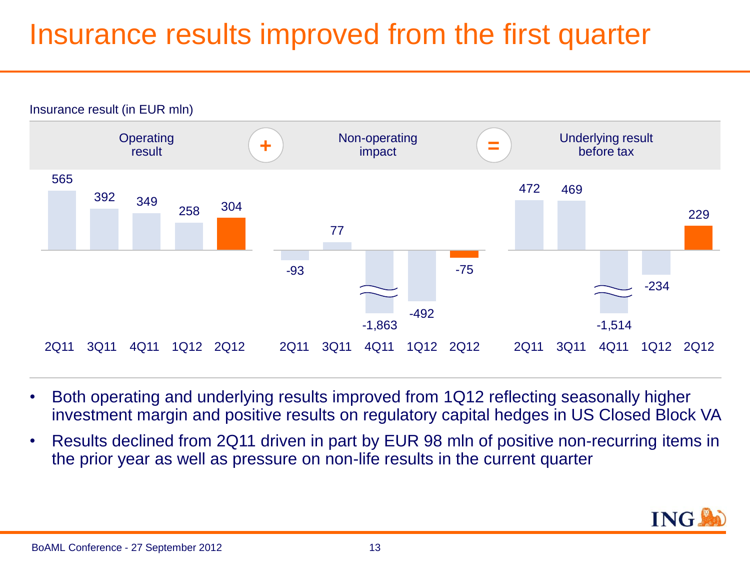# Insurance results improved from the first quarter

Insurance result (in EUR mln)

| | 2Q11 | 3Q11 | 4Q11 | 1Q12 | 2Q12 |
|---|---|---|---|---|---|
| Operating result | 565 | 392 | 349 | 258 | 304 |
| + Non-operating impact | -93 | 77 | -1,863 | -492 | -75 |
| = Underlying result before tax | 472 | 469 | -1,514 | -234 | 229 |

- Both operating and underlying results improved from 1Q12 reflecting seasonally higher investment margin and positive results on regulatory capital hedges in US Closed Block VA
- Results declined from 2Q11 driven in part by EUR 98 mln of positive non-recurring items in the prior year as well as pressure on non-life results in the current quarter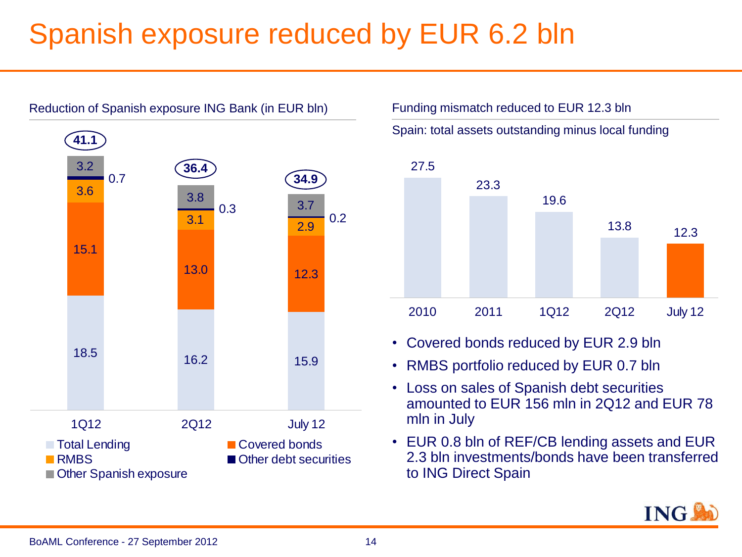# Spanish exposure reduced by EUR 6.2 bln

## Reduction of Spanish exposure ING Bank (in EUR bln)

| | 1Q12 | 2Q12 | July 12 |
|---|---|---|---|
| Total Lending | 18.5 | 16.2 | 15.9 |
| Covered bonds | 15.1 | 13.0 | 12.3 |
| RMBS | 3.6 | 3.1 | 2.9 |
| Other debt securities | 0.7 | 0.3 | 0.2 |
| Other Spanish exposure | 3.2 | 3.8 | 3.7 |
| **Total** | **41.1** | **36.4** | **34.9** |

## Funding mismatch reduced to EUR 12.3 bln

Spain: total assets outstanding minus local funding

| 2010 | 2011 | 1Q12 | 2Q12 | July 12 |
|---|---|---|---|---|
| 27.5 | 23.3 | 19.6 | 13.8 | 12.3 |

- Covered bonds reduced by EUR 2.9 bln
- RMBS portfolio reduced by EUR 0.7 bln
- Loss on sales of Spanish debt securities amounted to EUR 156 mln in 2Q12 and EUR 78 mln in July
- EUR 0.8 bln of REF/CB lending assets and EUR 2.3 bln investments/bonds have been transferred to ING Direct Spain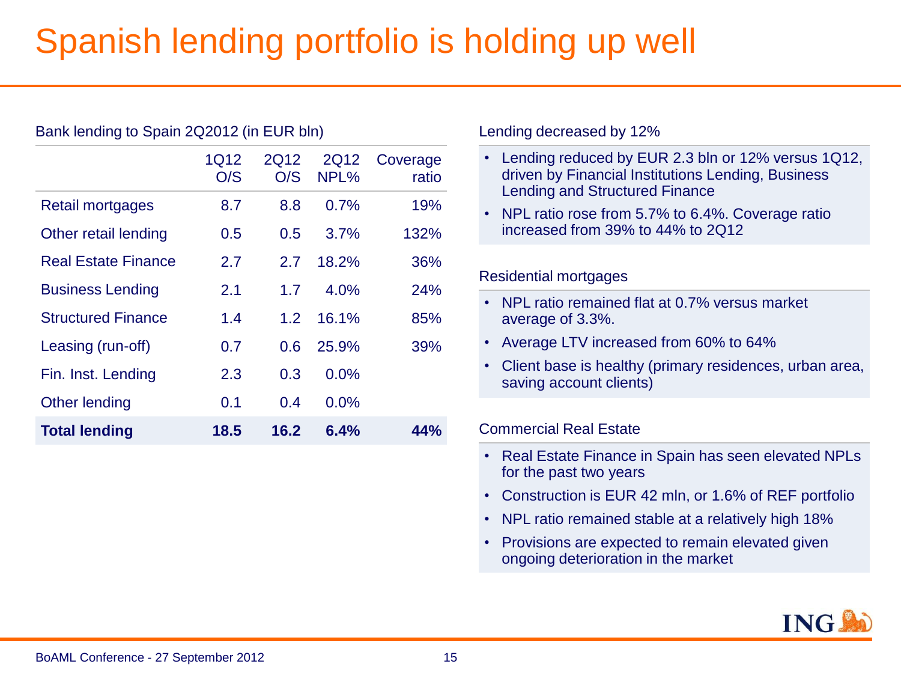# Spanish lending portfolio is holding up well

Bank lending to Spain 2Q2012 (in EUR bln)

| | 1Q12 O/S | 2Q12 O/S | 2Q12 NPL% | Coverage ratio |
|---|---|---|---|---|
| Retail mortgages | 8.7 | 8.8 | 0.7% | 19% |
| Other retail lending | 0.5 | 0.5 | 3.7% | 132% |
| Real Estate Finance | 2.7 | 2.7 | 18.2% | 36% |
| Business Lending | 2.1 | 1.7 | 4.0% | 24% |
| Structured Finance | 1.4 | 1.2 | 16.1% | 85% |
| Leasing (run-off) | 0.7 | 0.6 | 25.9% | 39% |
| Fin. Inst. Lending | 2.3 | 0.3 | 0.0% | |
| Other lending | 0.1 | 0.4 | 0.0% | |
| **Total lending** | **18.5** | **16.2** | **6.4%** | **44%** |

Lending decreased by 12%

- Lending reduced by EUR 2.3 bln or 12% versus 1Q12, driven by Financial Institutions Lending, Business Lending and Structured Finance
- NPL ratio rose from 5.7% to 6.4%. Coverage ratio increased from 39% to 44% to 2Q12

Residential mortgages

- NPL ratio remained flat at 0.7% versus market average of 3.3%.
- Average LTV increased from 60% to 64%
- Client base is healthy (primary residences, urban area, saving account clients)

Commercial Real Estate

- Real Estate Finance in Spain has seen elevated NPLs for the past two years
- Construction is EUR 42 mln, or 1.6% of REF portfolio
- NPL ratio remained stable at a relatively high 18%
- Provisions are expected to remain elevated given ongoing deterioration in the market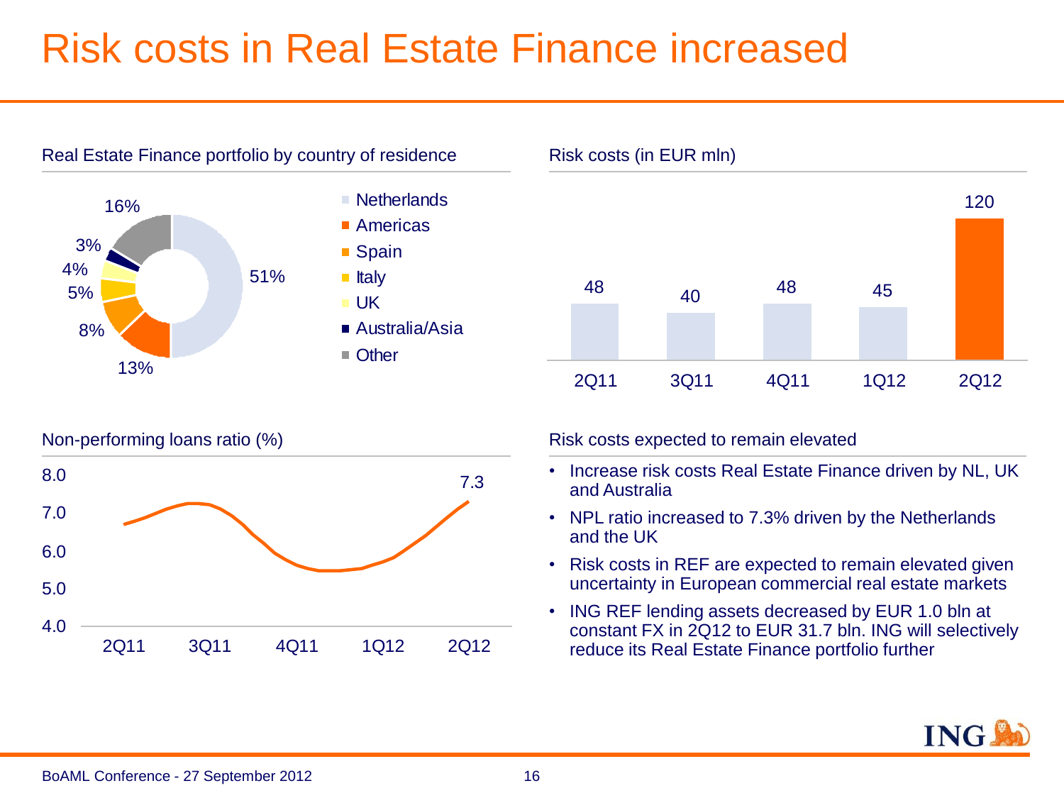# Risk costs in Real Estate Finance increased

## Real Estate Finance portfolio by country of residence

| Region | Share |
|---|---|
| Netherlands | 51% |
| Americas | 13% |
| Spain | 8% |
| Italy | 5% |
| UK | 4% |
| Australia/Asia | 3% |
| Other | 16% |

## Risk costs (in EUR mln)

| 2Q11 | 3Q11 | 4Q11 | 1Q12 | 2Q12 |
|---|---|---|---|---|
| 48 | 40 | 48 | 45 | 120 |

## Non-performing loans ratio (%)

2Q11 – 3Q11 – 4Q11 – 1Q12 – 2Q12: 7.3

## Risk costs expected to remain elevated

- Increase risk costs Real Estate Finance driven by NL, UK and Australia
- NPL ratio increased to 7.3% driven by the Netherlands and the UK
- Risk costs in REF are expected to remain elevated given uncertainty in European commercial real estate markets
- ING REF lending assets decreased by EUR 1.0 bln at constant FX in 2Q12 to EUR 31.7 bln. ING will selectively reduce its Real Estate Finance portfolio further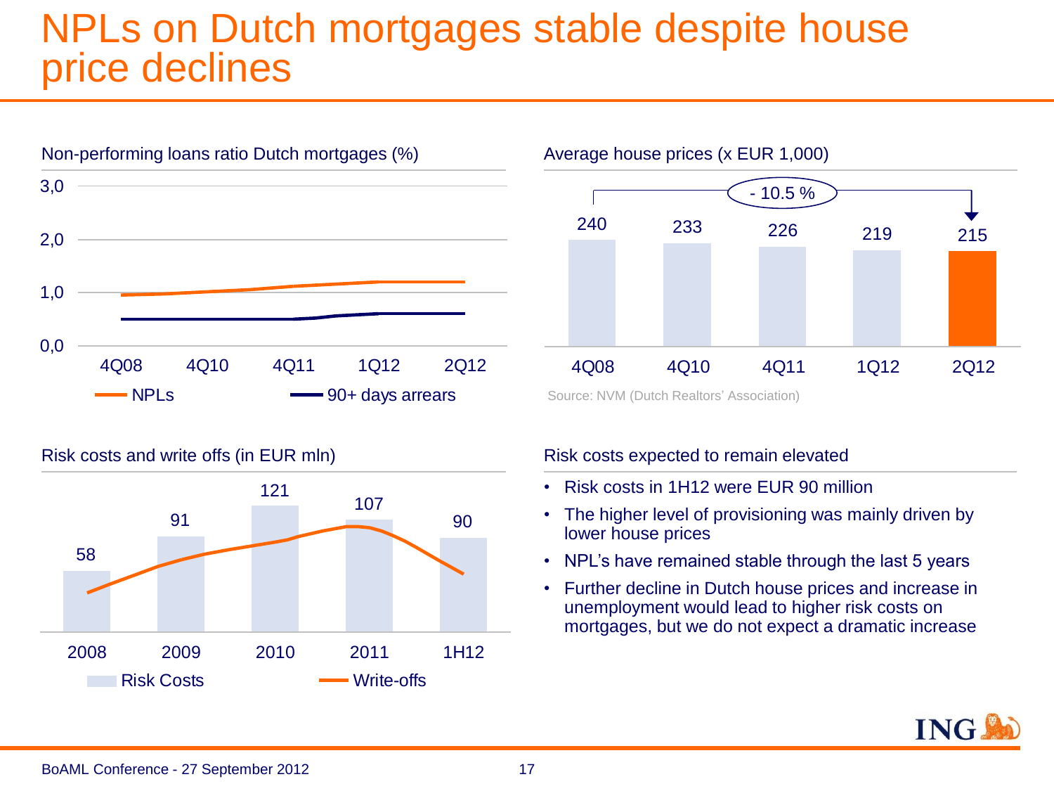# NPLs on Dutch mortgages stable despite house price declines

## Non-performing loans ratio Dutch mortgages (%)

| | 4Q08 | 4Q10 | 4Q11 | 1Q12 | 2Q12 |
|---|---|---|---|---|---|
| NPLs | | | | | |
| 90+ days arrears | | | | | |

## Average house prices (x EUR 1,000)

| 4Q08 | 4Q10 | 4Q11 | 1Q12 | 2Q12 |
|---|---|---|---|---|
| 240 | 233 | 226 | 219 | 215 |

- 10.5 %

Source: NVM (Dutch Realtors' Association)

## Risk costs and write offs (in EUR mln)

| | 2008 | 2009 | 2010 | 2011 | 1H12 |
|---|---|---|---|---|---|
| Risk Costs | 58 | 91 | 121 | 107 | 90 |
| Write-offs | | | | | |

## Risk costs expected to remain elevated

- Risk costs in 1H12 were EUR 90 million
- The higher level of provisioning was mainly driven by lower house prices
- NPL's have remained stable through the last 5 years
- Further decline in Dutch house prices and increase in unemployment would lead to higher risk costs on mortgages, but we do not expect a dramatic increase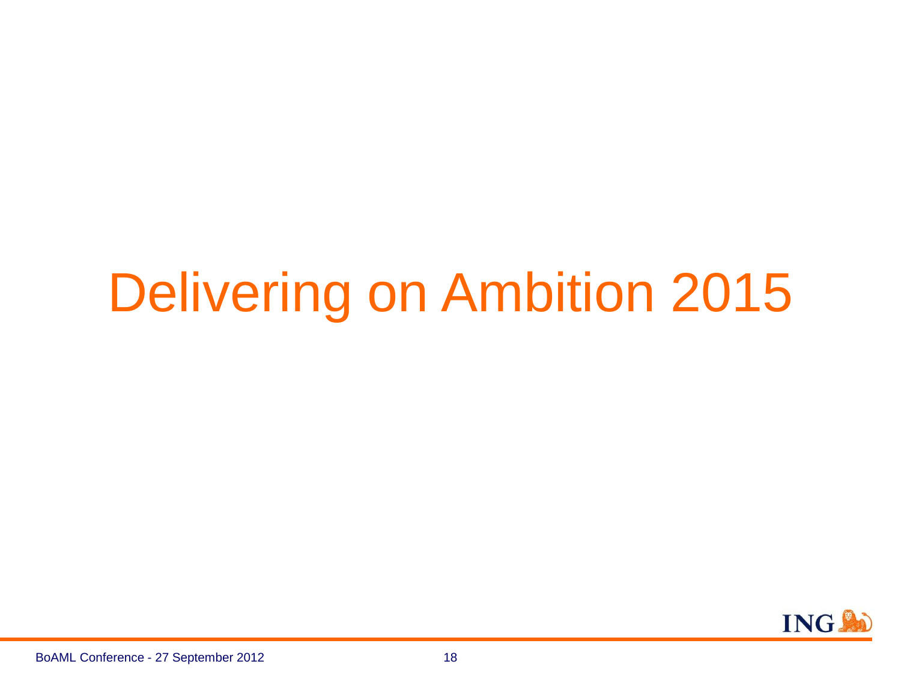# Delivering on Ambition 2015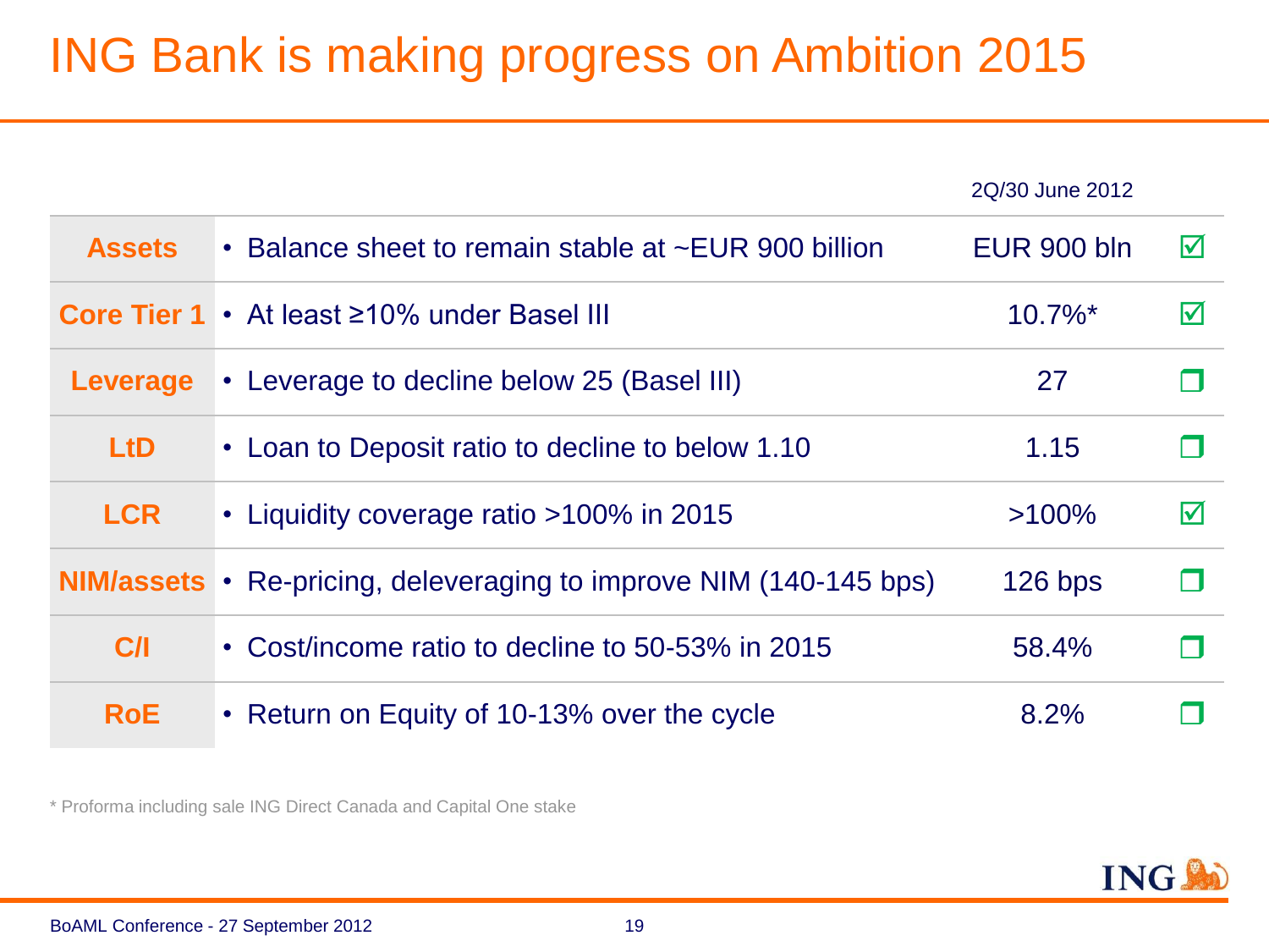# ING Bank is making progress on Ambition 2015

| | | 2Q/30 June 2012 | |
|---|---|---|---|
| **Assets** | • Balance sheet to remain stable at ~EUR 900 billion | EUR 900 bln | ☑ |
| **Core Tier 1** | • At least ≥10% under Basel III | 10.7%* | ☑ |
| **Leverage** | • Leverage to decline below 25 (Basel III) | 27 | ☐ |
| **LtD** | • Loan to Deposit ratio to decline to below 1.10 | 1.15 | ☐ |
| **LCR** | • Liquidity coverage ratio >100% in 2015 | >100% | ☑ |
| **NIM/assets** | • Re-pricing, deleveraging to improve NIM (140-145 bps) | 126 bps | ☐ |
| **C/I** | • Cost/income ratio to decline to 50-53% in 2015 | 58.4% | ☐ |
| **RoE** | • Return on Equity of 10-13% over the cycle | 8.2% | ☐ |

* Proforma including sale ING Direct Canada and Capital One stake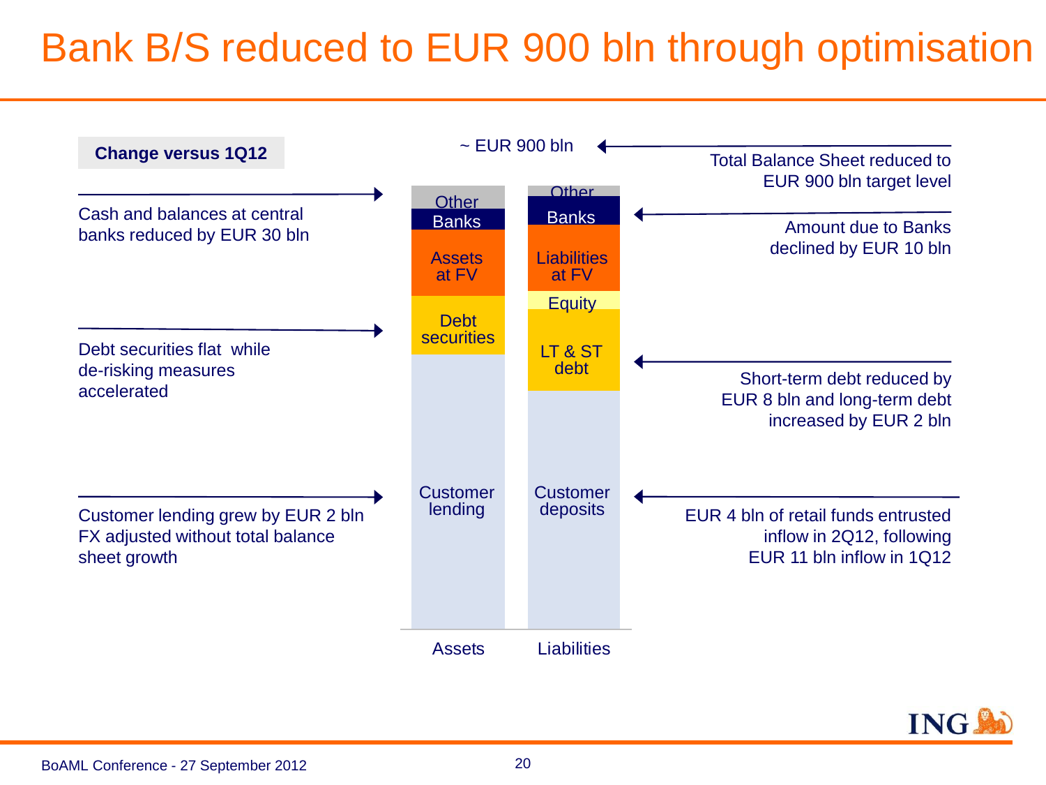# Bank B/S reduced to EUR 900 bln through optimisation

**Change versus 1Q12**

~ EUR 900 bln

Total Balance Sheet reduced to EUR 900 bln target level

Cash and balances at central banks reduced by EUR 30 bln

Debt securities flat while de-risking measures accelerated

Customer lending grew by EUR 2 bln FX adjusted without total balance sheet growth

Amount due to Banks declined by EUR 10 bln

Short-term debt reduced by EUR 8 bln and long-term debt increased by EUR 2 bln

EUR 4 bln of retail funds entrusted inflow in 2Q12, following EUR 11 bln inflow in 1Q12

| Assets | Liabilities |
|---|---|
| Other | Other |
| Banks | Banks |
| Assets at FV | Liabilities at FV |
| Debt securities | Equity |
| Customer lending | LT & ST debt |
| | Customer deposits |

BoAML Conference - 27 September 2012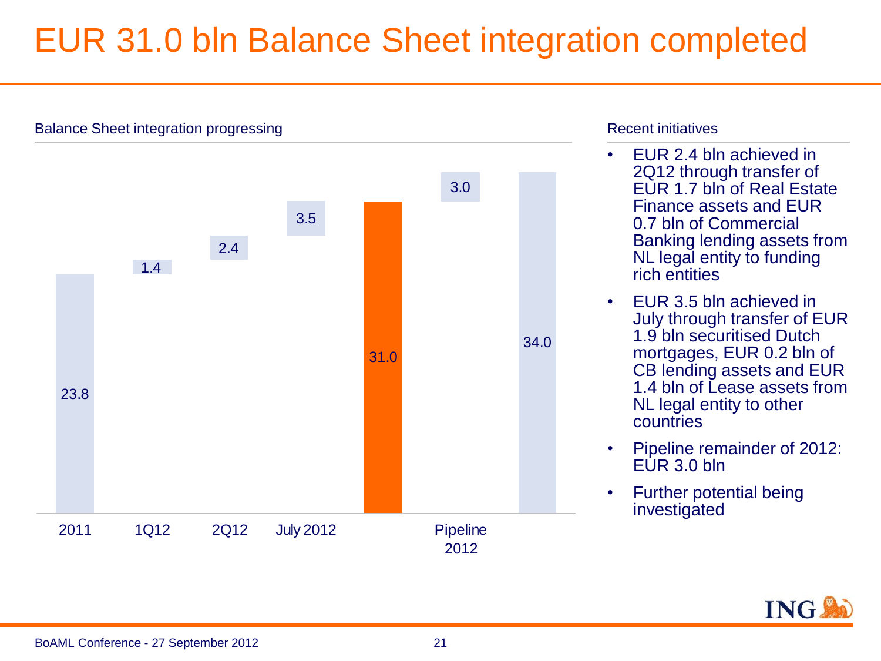# EUR 31.0 bln Balance Sheet integration completed

## Balance Sheet integration progressing

| 2011 | 1Q12 | 2Q12 | July 2012 | | Pipeline 2012 | |
|---|---|---|---|---|---|---|
| 23.8 | 1.4 | 2.4 | 3.5 | 31.0 | 3.0 | 34.0 |

## Recent initiatives

- EUR 2.4 bln achieved in 2Q12 through transfer of EUR 1.7 bln of Real Estate Finance assets and EUR 0.7 bln of Commercial Banking lending assets from NL legal entity to funding rich entities
- EUR 3.5 bln achieved in July through transfer of EUR 1.9 bln securitised Dutch mortgages, EUR 0.2 bln of CB lending assets and EUR 1.4 bln of Lease assets from NL legal entity to other countries
- Pipeline remainder of 2012: EUR 3.0 bln
- Further potential being investigated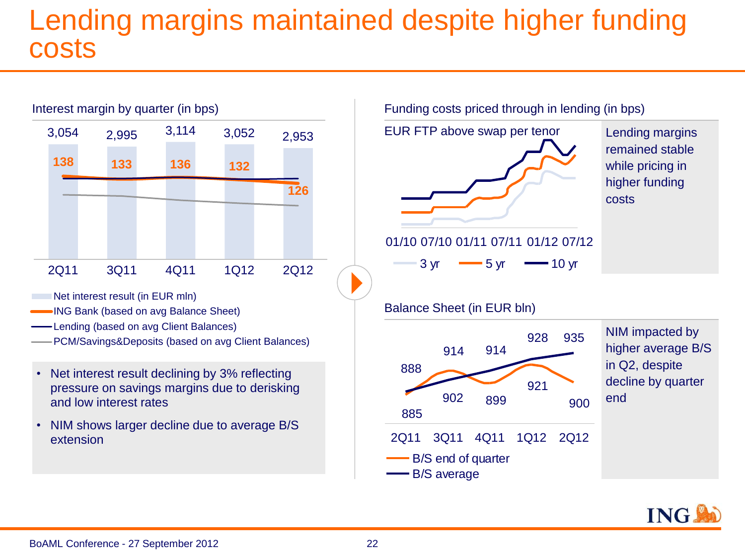# Lending margins maintained despite higher funding costs

## Interest margin by quarter (in bps)

| | 2Q11 | 3Q11 | 4Q11 | 1Q12 | 2Q12 |
|---|---|---|---|---|---|
| Net interest result (in EUR mln) | 3,054 | 2,995 | 3,114 | 3,052 | 2,953 |
| ING Bank (based on avg Balance Sheet) | 138 | 133 | 136 | 132 | 126 |

- Net interest result (in EUR mln)
- ING Bank (based on avg Balance Sheet)
- Lending (based on avg Client Balances)
- PCM/Savings&Deposits (based on avg Client Balances)

- Net interest result declining by 3% reflecting pressure on savings margins due to derisking and low interest rates
- NIM shows larger decline due to average B/S extension

## Funding costs priced through in lending (in bps)

EUR FTP above swap per tenor

01/10 07/10 01/11 07/11 01/12 07/12

3 yr — 5 yr — 10 yr

Lending margins remained stable while pricing in higher funding costs

## Balance Sheet (in EUR bln)

| | 2Q11 | 3Q11 | 4Q11 | 1Q12 | 2Q12 |
|---|---|---|---|---|---|
| B/S end of quarter | 885 | 914 | 899 | 928 | 900 |
| B/S average | 888 | 902 | 914 | 921 | 935 |

NIM impacted by higher average B/S in Q2, despite decline by quarter end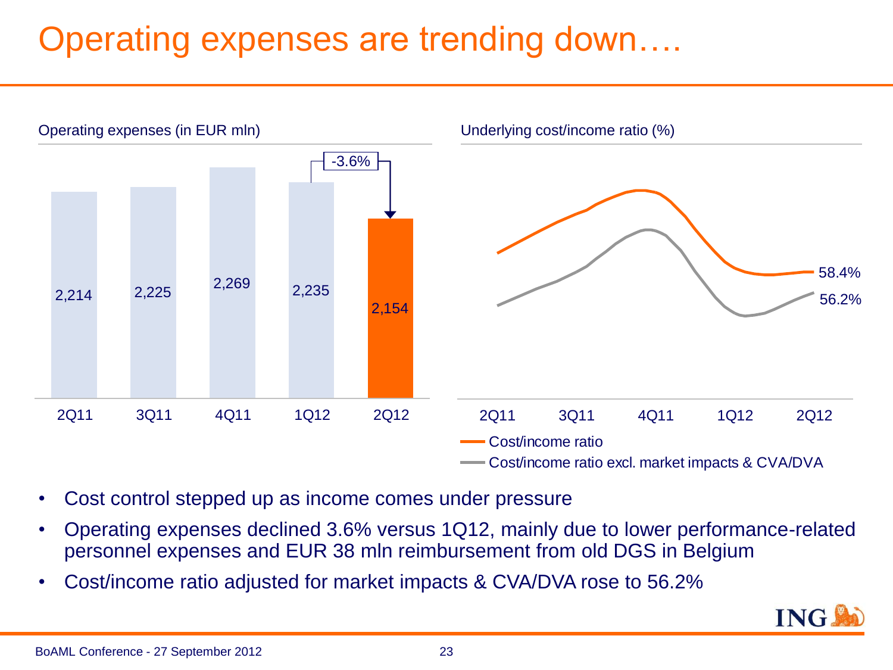# Operating expenses are trending down….

Operating expenses (in EUR mln)

| 2Q11 | 3Q11 | 4Q11 | 1Q12 | 2Q12 |
| --- | --- | --- | --- | --- |
| 2,214 | 2,225 | 2,269 | 2,235 | 2,154 |

-3.6%

Underlying cost/income ratio (%)

2Q11 3Q11 4Q11 1Q12 2Q12

- Cost/income ratio: 58.4%
- Cost/income ratio excl. market impacts & CVA/DVA: 56.2%

- Cost control stepped up as income comes under pressure
- Operating expenses declined 3.6% versus 1Q12, mainly due to lower performance-related personnel expenses and EUR 38 mln reimbursement from old DGS in Belgium
- Cost/income ratio adjusted for market impacts & CVA/DVA rose to 56.2%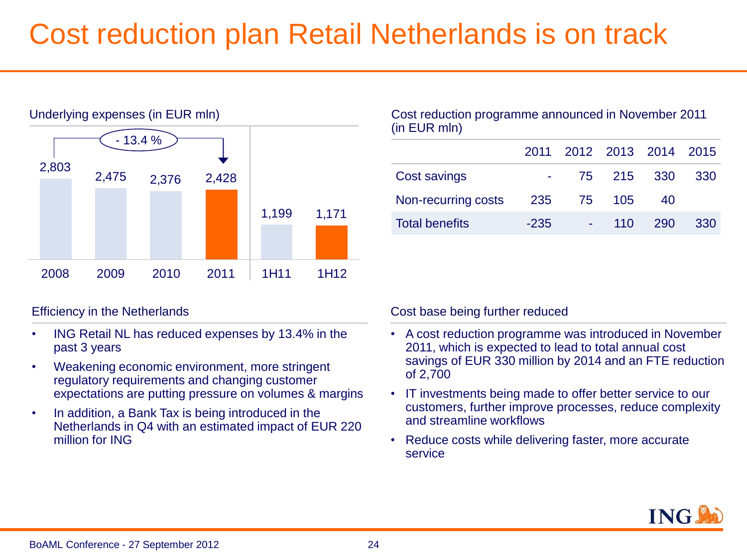# Cost reduction plan Retail Netherlands is on track

Underlying expenses (in EUR mln)

| 2008 | 2009 | 2010 | 2011 | 1H11 | 1H12 |
|---|---|---|---|---|---|
| 2,803 | 2,475 | 2,376 | 2,428 | 1,199 | 1,171 |

- 13.4 % (2008–2011)

Cost reduction programme announced in November 2011 (in EUR mln)

| | 2011 | 2012 | 2013 | 2014 | 2015 |
|---|---|---|---|---|---|
| Cost savings | - | 75 | 215 | 330 | 330 |
| Non-recurring costs | 235 | 75 | 105 | 40 | |
| Total benefits | -235 | - | 110 | 290 | 330 |

Efficiency in the Netherlands

- ING Retail NL has reduced expenses by 13.4% in the past 3 years
- Weakening economic environment, more stringent regulatory requirements and changing customer expectations are putting pressure on volumes & margins
- In addition, a Bank Tax is being introduced in the Netherlands in Q4 with an estimated impact of EUR 220 million for ING

Cost base being further reduced

- A cost reduction programme was introduced in November 2011, which is expected to lead to total annual cost savings of EUR 330 million by 2014 and an FTE reduction of 2,700
- IT investments being made to offer better service to our customers, further improve processes, reduce complexity and streamline workflows
- Reduce costs while delivering faster, more accurate service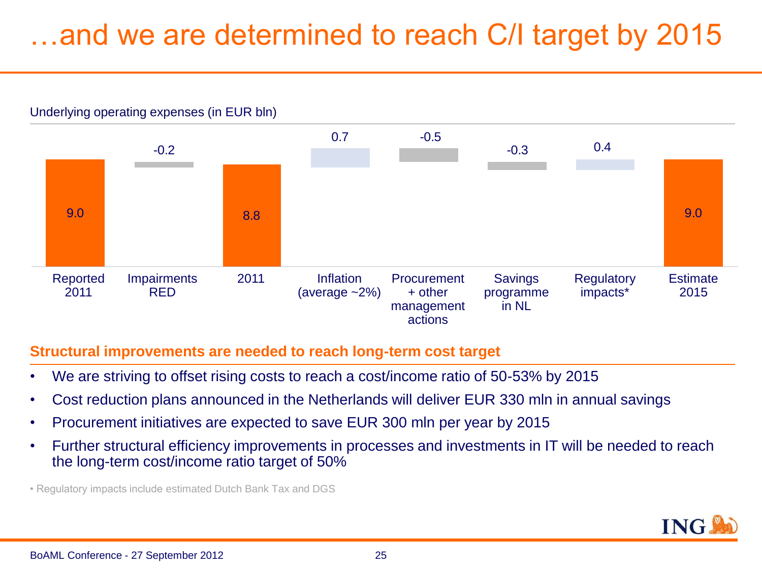# …and we are determined to reach C/I target by 2015

Underlying operating expenses (in EUR bln)

| Reported 2011 | Impairments RED | 2011 | Inflation (average ~2%) | Procurement + other management actions | Savings programme in NL | Regulatory impacts* | Estimate 2015 |
|---|---|---|---|---|---|---|---|
| 9.0 | -0.2 | 8.8 | 0.7 | -0.5 | -0.3 | 0.4 | 9.0 |

**Structural improvements are needed to reach long-term cost target**

- We are striving to offset rising costs to reach a cost/income ratio of 50-53% by 2015
- Cost reduction plans announced in the Netherlands will deliver EUR 330 mln in annual savings
- Procurement initiatives are expected to save EUR 300 mln per year by 2015
- Further structural efficiency improvements in processes and investments in IT will be needed to reach the long-term cost/income ratio target of 50%

• Regulatory impacts include estimated Dutch Bank Tax and DGS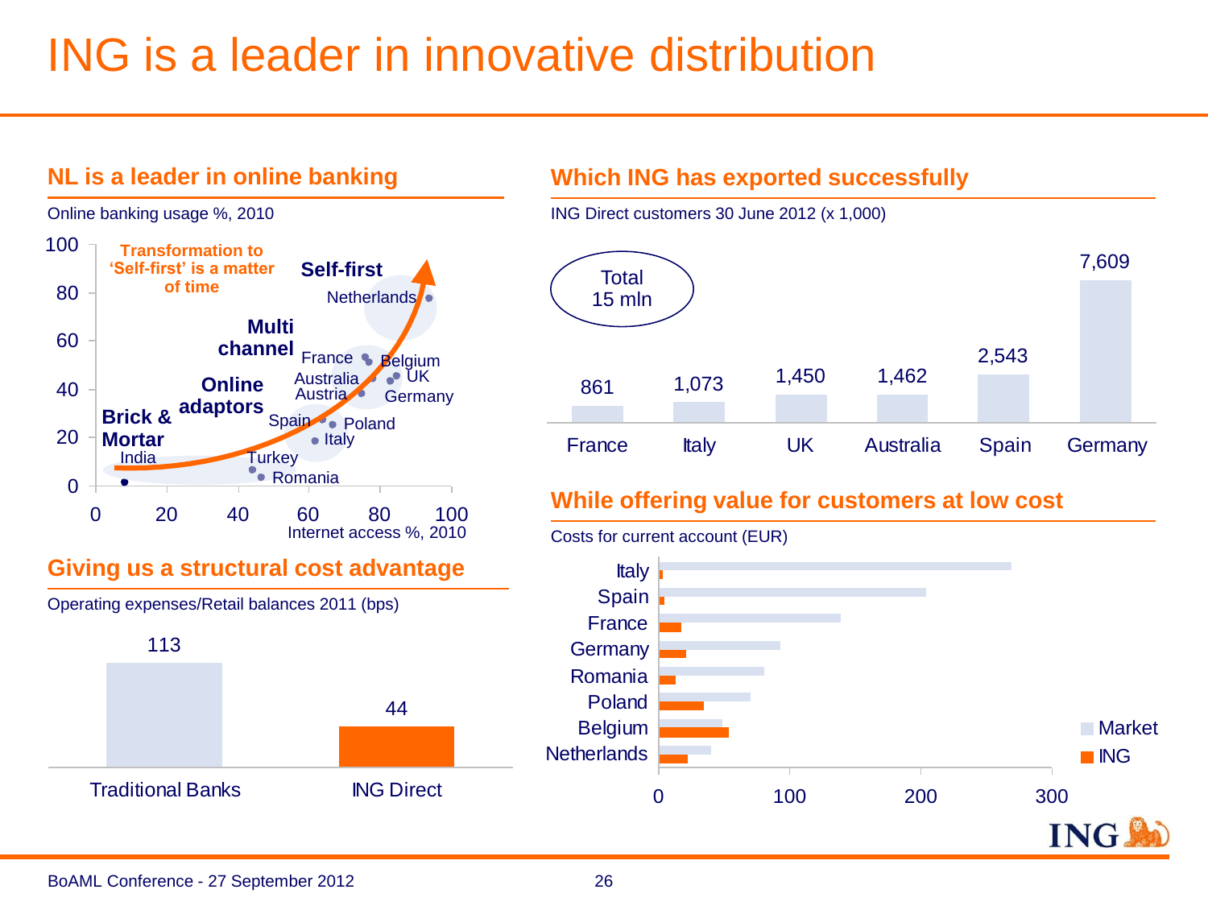# ING is a leader in innovative distribution

## NL is a leader in online banking

Online banking usage %, 2010

Transformation to 'Self-first' is a matter of time

Brick & Mortar: India

Online adaptors: Turkey, Romania

Multi channel: Spain, Poland, Italy, Australia, Austria

Self-first: France, Belgium, UK, Germany, Netherlands

Internet access %, 2010

## Giving us a structural cost advantage

Operating expenses/Retail balances 2011 (bps)

| | Traditional Banks | ING Direct |
|---|---|---|
| bps | 113 | 44 |

## Which ING has exported successfully

ING Direct customers 30 June 2012 (x 1,000)

Total 15 mln

| France | Italy | UK | Australia | Spain | Germany |
|---|---|---|---|---|---|
| 861 | 1,073 | 1,450 | 1,462 | 2,543 | 7,609 |

## While offering value for customers at low cost

Costs for current account (EUR)

Countries: Italy, Spain, France, Germany, Romania, Poland, Belgium, Netherlands

Legend: Market, ING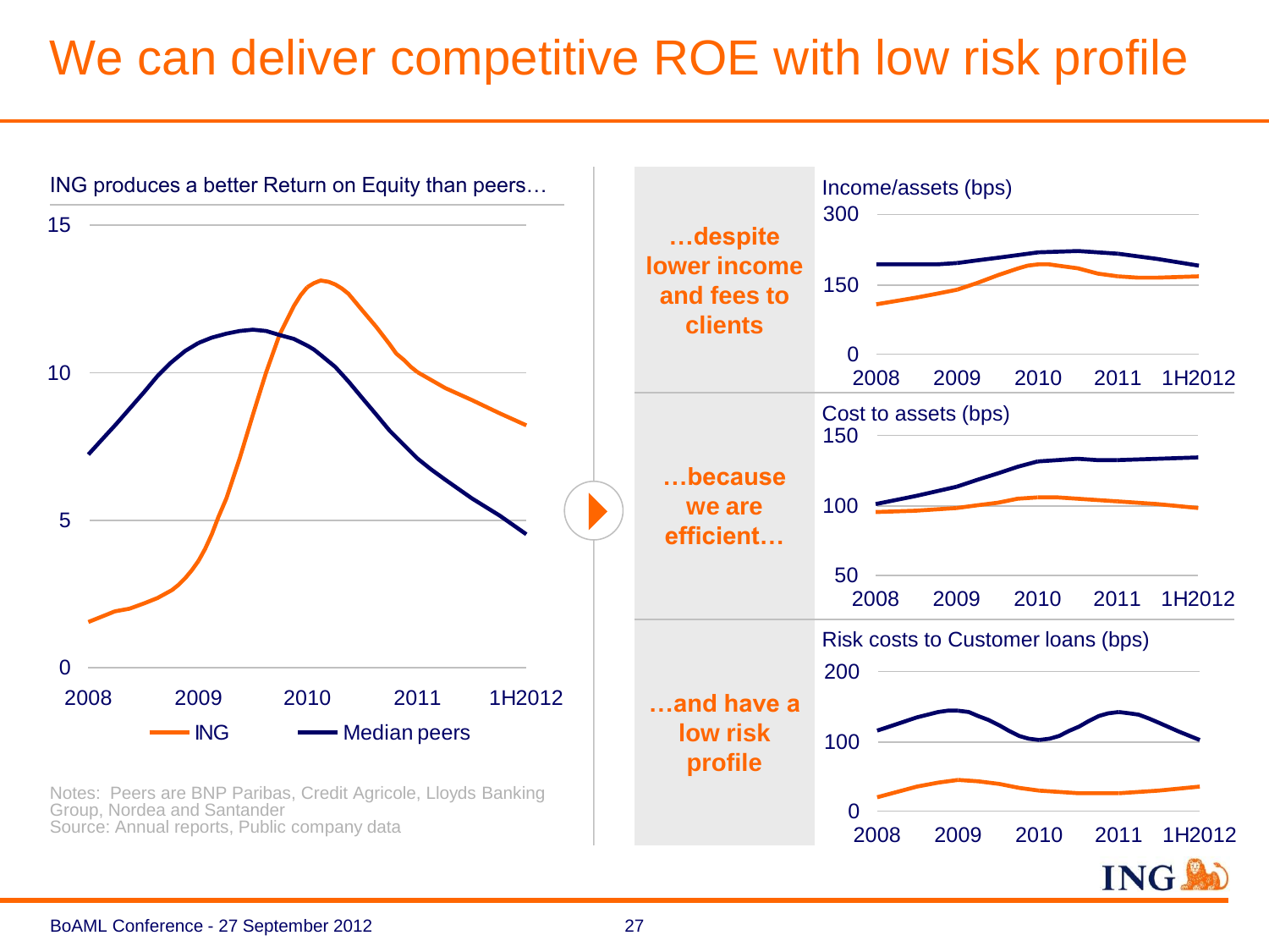# We can deliver competitive ROE with low risk profile

ING produces a better Return on Equity than peers…

15

10

5

0

2008 2009 2010 2011 1H2012

ING Median peers

Notes: Peers are BNP Paribas, Credit Agricole, Lloyds Banking Group, Nordea and Santander
Source: Annual reports, Public company data

**…despite lower income and fees to clients**

Income/assets (bps)

300

150

0

2008 2009 2010 2011 1H2012

**…because we are efficient…**

Cost to assets (bps)

150

100

50

2008 2009 2010 2011 1H2012

**…and have a low risk profile**

Risk costs to Customer loans (bps)

200

100

0

2008 2009 2010 2011 1H2012

BoAML Conference - 27 September 2012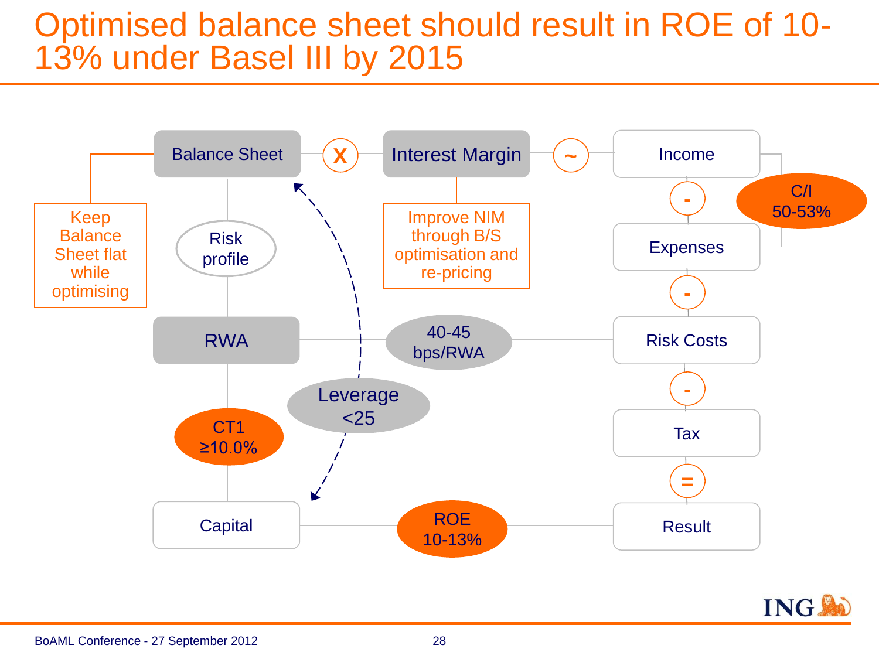# Optimised balance sheet should result in ROE of 10-13% under Basel III by 2015

Balance Sheet X Interest Margin ~ Income

Keep Balance Sheet flat while optimising

Improve NIM through B/S optimisation and re-pricing

Risk profile

Income - Expenses - Risk Costs - Tax = Result

C/I 50-53%

RWA — 40-45 bps/RWA — Risk Costs

CT1 ≥10.0%

Leverage <25

Capital — ROE 10-13% — Result

BoAML Conference - 27 September 2012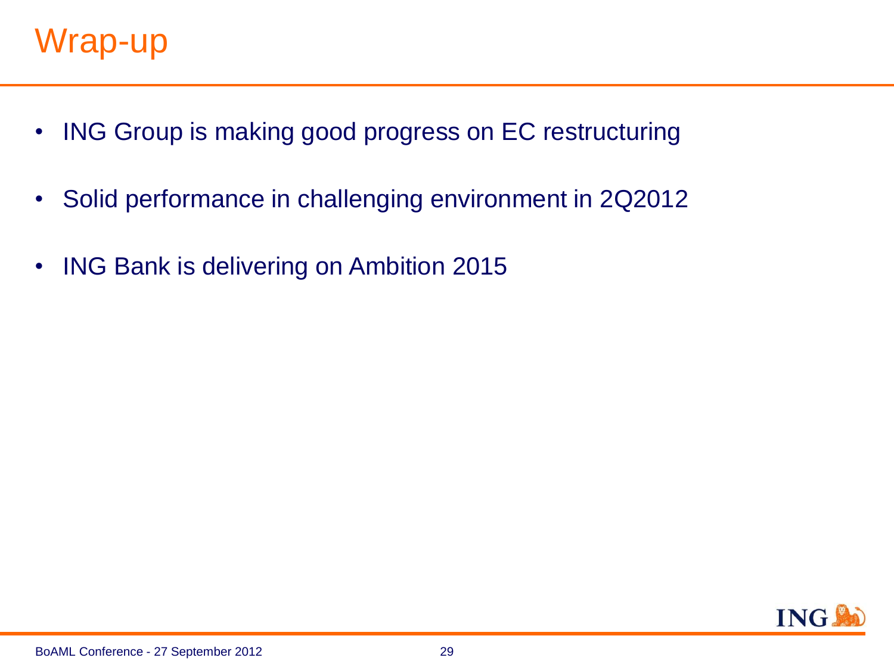# Wrap-up

- ING Group is making good progress on EC restructuring
- Solid performance in challenging environment in 2Q2012
- ING Bank is delivering on Ambition 2015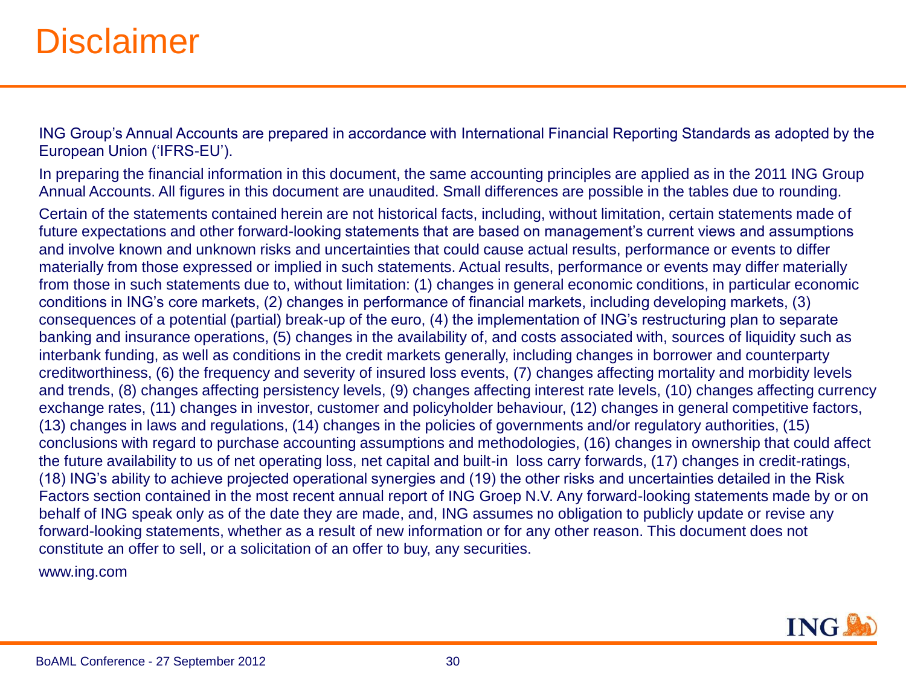# Disclaimer

ING Group's Annual Accounts are prepared in accordance with International Financial Reporting Standards as adopted by the European Union ('IFRS-EU').

In preparing the financial information in this document, the same accounting principles are applied as in the 2011 ING Group Annual Accounts. All figures in this document are unaudited. Small differences are possible in the tables due to rounding.

Certain of the statements contained herein are not historical facts, including, without limitation, certain statements made of future expectations and other forward-looking statements that are based on management's current views and assumptions and involve known and unknown risks and uncertainties that could cause actual results, performance or events to differ materially from those expressed or implied in such statements. Actual results, performance or events may differ materially from those in such statements due to, without limitation: (1) changes in general economic conditions, in particular economic conditions in ING's core markets, (2) changes in performance of financial markets, including developing markets, (3) consequences of a potential (partial) break-up of the euro, (4) the implementation of ING's restructuring plan to separate banking and insurance operations, (5) changes in the availability of, and costs associated with, sources of liquidity such as interbank funding, as well as conditions in the credit markets generally, including changes in borrower and counterparty creditworthiness, (6) the frequency and severity of insured loss events, (7) changes affecting mortality and morbidity levels and trends, (8) changes affecting persistency levels, (9) changes affecting interest rate levels, (10) changes affecting currency exchange rates, (11) changes in investor, customer and policyholder behaviour, (12) changes in general competitive factors, (13) changes in laws and regulations, (14) changes in the policies of governments and/or regulatory authorities, (15) conclusions with regard to purchase accounting assumptions and methodologies, (16) changes in ownership that could affect the future availability to us of net operating loss, net capital and built-in loss carry forwards, (17) changes in credit-ratings, (18) ING's ability to achieve projected operational synergies and (19) the other risks and uncertainties detailed in the Risk Factors section contained in the most recent annual report of ING Groep N.V. Any forward-looking statements made by or on behalf of ING speak only as of the date they are made, and, ING assumes no obligation to publicly update or revise any forward-looking statements, whether as a result of new information or for any other reason. This document does not constitute an offer to sell, or a solicitation of an offer to buy, any securities.

www.ing.com